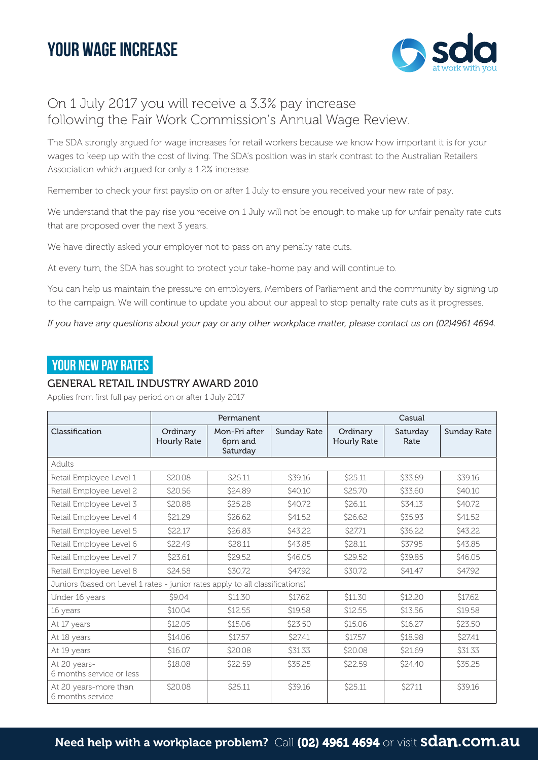# YOUR WAGE INCREASE

sda at work with you

## On 1 July 2017 you will receive a 3.3% pay increase following the Fair Work Commission's Annual Wage Review.

The SDA strongly argued for wage increases for retail workers because we know how important it is for your wages to keep up with the cost of living. The SDA's position was in stark contrast to the Australian Retailers Association which argued for only a 1.2% increase.

Remember to check your first payslip on or after 1 July to ensure you received your new rate of pay.

We understand that the pay rise you receive on 1 July will not be enough to make up for unfair penalty rate cuts that are proposed over the next 3 years.

We have directly asked your employer not to pass on any penalty rate cuts.

At every turn, the SDA has sought to protect your take-home pay and will continue to.

You can help us maintain the pressure on employers, Members of Parliament and the community by signing up to the campaign. We will continue to update you about our appeal to stop penalty rate cuts as it progresses.

*If you have any questions about your pay or any other workplace matter, please contact us on (02)4961 4694.*

## YOUR NEW PAY RATES

### GENERAL RETAIL INDUSTRY AWARD 2010

Applies from first full pay period on or after 1 July 2017

| | Permanent | | | Casual | | |
|---|---|---|---|---|---|---|
| Classification | Ordinary Hourly Rate | Mon-Fri after 6pm and Saturday | Sunday Rate | Ordinary Hourly Rate | Saturday Rate | Sunday Rate |
| Adults | | | | | | |
| Retail Employee Level 1 | $20.08 | $25.11 | $39.16 | $25.11 | $33.89 | $39.16 |
| Retail Employee Level 2 | $20.56 | $24.89 | $40.10 | $25.70 | $33.60 | $40.10 |
| Retail Employee Level 3 | $20.88 | $25.28 | $40.72 | $26.11 | $34.13 | $40.72 |
| Retail Employee Level 4 | $21.29 | $26.62 | $41.52 | $26.62 | $35.93 | $41.52 |
| Retail Employee Level 5 | $22.17 | $26.83 | $43.22 | $27.71 | $36.22 | $43.22 |
| Retail Employee Level 6 | $22.49 | $28.11 | $43.85 | $28.11 | $37.95 | $43.85 |
| Retail Employee Level 7 | $23.61 | $29.52 | $46.05 | $29.52 | $39.85 | $46.05 |
| Retail Employee Level 8 | $24.58 | $30.72 | $47.92 | $30.72 | $41.47 | $47.92 |
| Juniors (based on Level 1 rates - junior rates apply to all classifications) | | | | | | |
| Under 16 years | $9.04 | $11.30 | $17.62 | $11.30 | $12.20 | $17.62 |
| 16 years | $10.04 | $12.55 | $19.58 | $12.55 | $13.56 | $19.58 |
| At 17 years | $12.05 | $15.06 | $23.50 | $15.06 | $16.27 | $23.50 |
| At 18 years | $14.06 | $17.57 | $27.41 | $17.57 | $18.98 | $27.41 |
| At 19 years | $16.07 | $20.08 | $31.33 | $20.08 | $21.69 | $31.33 |
| At 20 years- 6 months service or less | $18.08 | $22.59 | $35.25 | $22.59 | $24.40 | $35.25 |
| At 20 years-more than 6 months service | $20.08 | $25.11 | $39.16 | $25.11 | $27.11 | $39.16 |

**Need help with a workplace problem?** Call **(02) 4961 4694** or visit **sdan.com.au**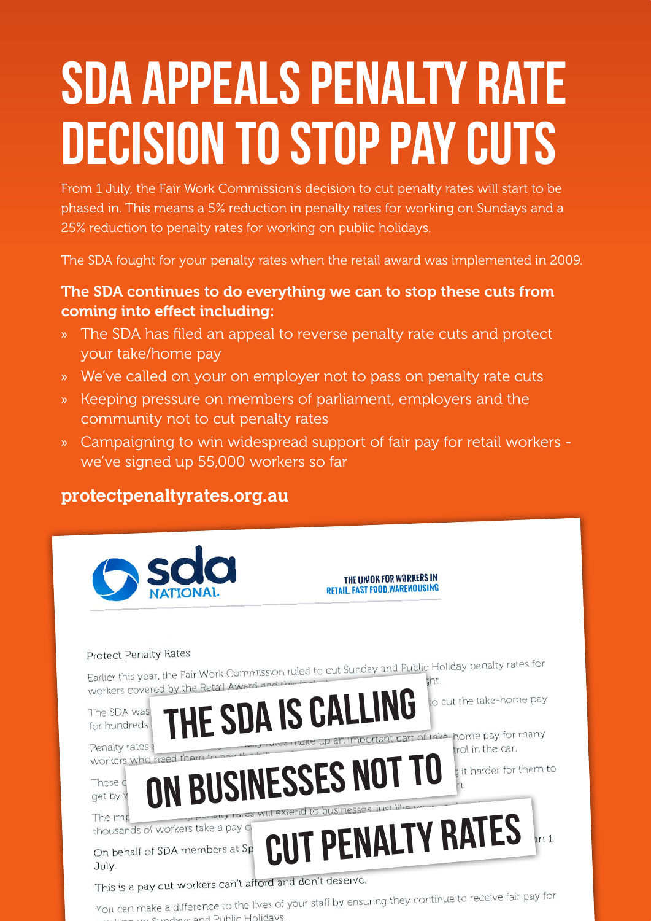# SDA APPEALS PENALTY RATE DECISION TO STOP PAY CUTS

From 1 July, the Fair Work Commission's decision to cut penalty rates will start to be phased in. This means a 5% reduction in penalty rates for working on Sundays and a 25% reduction to penalty rates for working on public holidays.

The SDA fought for your penalty rates when the retail award was implemented in 2009.

**The SDA continues to do everything we can to stop these cuts from coming into effect including:**

- The SDA has filed an appeal to reverse penalty rate cuts and protect your take/home pay
- We've called on your on employer not to pass on penalty rate cuts
- Keeping pressure on members of parliament, employers and the community not to cut penalty rates
- Campaigning to win widespread support of fair pay for retail workers - we've signed up 55,000 workers so far

**protectpenaltyrates.org.au**

sda NATIONAL

THE UNION FOR WORKERS IN RETAIL, FAST FOOD, WAREHOUSING

Protect Penalty Rates

Earlier this year, the Fair Work Commission ruled to cut Sunday and Public Holiday penalty rates for workers covered by the Retail Award and this in... ...ght.

The SDA was ... to cut the take-home pay for hundreds ...

Penalty rates ... make up an important part of take-home pay for many workers who need them to ... trol in the car.

These c... it harder for them to get by ... n.

The imp... penalty rates will extend to businesses just like ... thousands of workers take a pay c... ...n 1 July.

On behalf of SDA members at Sp...

This is a pay cut workers can't afford and don't deserve.

You can make a difference to the lives of your staff by ensuring they continue to receive fair pay for working on Sundays and Public Holidays.

**THE SDA IS CALLING ON BUSINESSES NOT TO CUT PENALTY RATES**